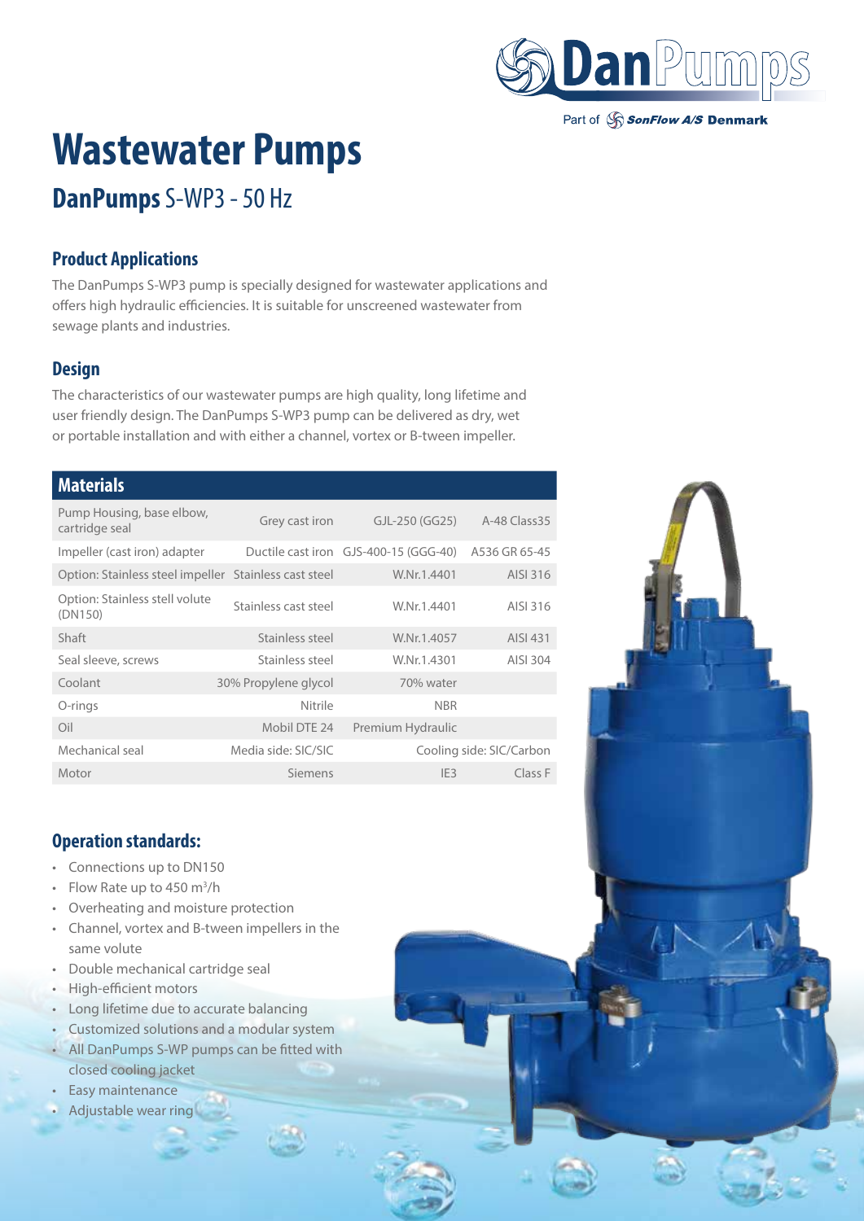DanPumps

Part of SonFlow A/S Denmark

# Wastewater Pumps

## DanPumps S-WP3 - 50 Hz

### Product Applications

The DanPumps S-WP3 pump is specially designed for wastewater applications and offers high hydraulic efficiencies. It is suitable for unscreened wastewater from sewage plants and industries.

### Design

The characteristics of our wastewater pumps are high quality, long lifetime and user friendly design. The DanPumps S-WP3 pump can be delivered as dry, wet or portable installation and with either a channel, vortex or B-tween impeller.

### Materials

| | | | |
|---|---|---|---|
| Pump Housing, base elbow, cartridge seal | Grey cast iron | GJL-250 (GG25) | A-48 Class35 |
| Impeller (cast iron) adapter | Ductile cast iron | GJS-400-15 (GGG-40) | A536 GR 65-45 |
| Option: Stainless steel impeller | Stainless cast steel | W.Nr.1.4401 | AISI 316 |
| Option: Stainless stell volute (DN150) | Stainless cast steel | W.Nr.1.4401 | AISI 316 |
| Shaft | Stainless steel | W.Nr.1.4057 | AISI 431 |
| Seal sleeve, screws | Stainless steel | W.Nr.1.4301 | AISI 304 |
| Coolant | 30% Propylene glycol | 70% water | |
| O-rings | Nitrile | NBR | |
| Oil | Mobil DTE 24 | Premium Hydraulic | |
| Mechanical seal | Media side: SIC/SIC | Cooling side: SIC/Carbon | |
| Motor | Siemens | IE3 | Class F |

### Operation standards:

- Connections up to DN150
- Flow Rate up to 450 m$^3$/h
- Overheating and moisture protection
- Channel, vortex and B-tween impellers in the same volute
- Double mechanical cartridge seal
- High-efficient motors
- Long lifetime due to accurate balancing
- Customized solutions and a modular system
- All DanPumps S-WP pumps can be fitted with closed cooling jacket
- Easy maintenance
- Adjustable wear ring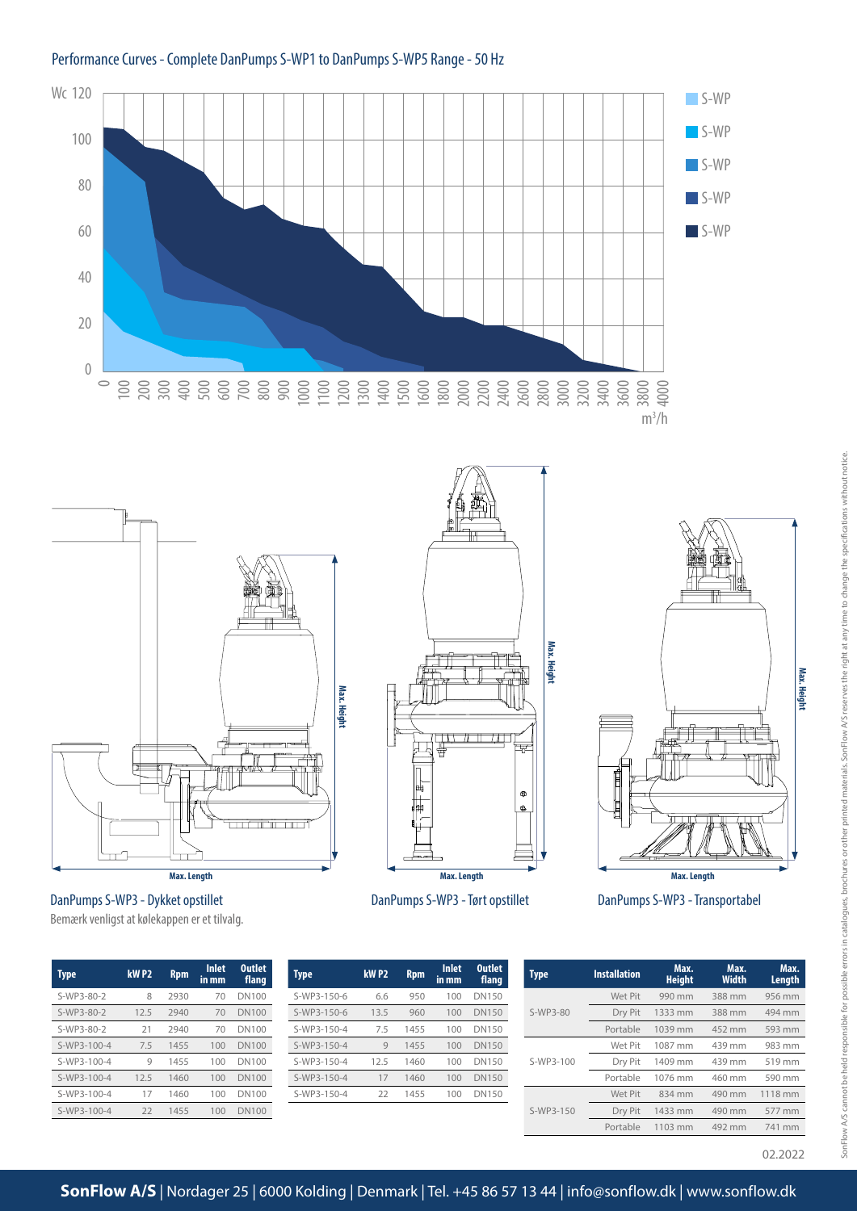## Performance Curves - Complete DanPumps S-WP1 to DanPumps S-WP5 Range - 50 Hz

Wc 120
100
80
60
40
20
0

0 100 200 300 400 500 600 700 800 900 1000 1100 1200 1300 1400 1500 1600 1800 2000 2200 2400 2600 2800 3000 3200 3400 3600 3800 4000

$m^3/h$

S-WP
S-WP
S-WP
S-WP
S-WP

Max. Height
Max. Length

DanPumps S-WP3 - Dykket opstillet

Bemærk venligst at kølekappen er et tilvalg.

DanPumps S-WP3 - Tørt opstillet

DanPumps S-WP3 - Transportabel

| Type | kW P2 | Rpm | Inlet in mm | Outlet flang |
|---|---|---|---|---|
| S-WP3-80-2 | 8 | 2930 | 70 | DN100 |
| S-WP3-80-2 | 12.5 | 2940 | 70 | DN100 |
| S-WP3-80-2 | 21 | 2940 | 70 | DN100 |
| S-WP3-100-4 | 7.5 | 1455 | 100 | DN100 |
| S-WP3-100-4 | 9 | 1455 | 100 | DN100 |
| S-WP3-100-4 | 12.5 | 1460 | 100 | DN100 |
| S-WP3-100-4 | 17 | 1460 | 100 | DN100 |
| S-WP3-100-4 | 22 | 1455 | 100 | DN100 |

| Type | kW P2 | Rpm | Inlet in mm | Outlet flang |
|---|---|---|---|---|
| S-WP3-150-6 | 6.6 | 950 | 100 | DN150 |
| S-WP3-150-6 | 13.5 | 960 | 100 | DN150 |
| S-WP3-150-4 | 7.5 | 1455 | 100 | DN150 |
| S-WP3-150-4 | 9 | 1455 | 100 | DN150 |
| S-WP3-150-4 | 12.5 | 1460 | 100 | DN150 |
| S-WP3-150-4 | 17 | 1460 | 100 | DN150 |
| S-WP3-150-4 | 22 | 1455 | 100 | DN150 |

| Type | Installation | Max. Height | Max. Width | Max. Length |
|---|---|---|---|---|
| S-WP3-80 | Wet Pit | 990 mm | 388 mm | 956 mm |
| | Dry Pit | 1333 mm | 388 mm | 494 mm |
| | Portable | 1039 mm | 452 mm | 593 mm |
| S-WP3-100 | Wet Pit | 1087 mm | 439 mm | 983 mm |
| | Dry Pit | 1409 mm | 439 mm | 519 mm |
| | Portable | 1076 mm | 460 mm | 590 mm |
| S-WP3-150 | Wet Pit | 834 mm | 490 mm | 1118 mm |
| | Dry Pit | 1433 mm | 490 mm | 577 mm |
| | Portable | 1103 mm | 492 mm | 741 mm |

02.2022

SonFlow A/S cannot be held responsible for possible errors in catalogues, brochures or other printed materials. SonFlow A/S reserves the right at any time to change the specifications without notice.

**SonFlow A/S** | Nordager 25 | 6000 Kolding | Denmark | Tel. +45 86 57 13 44 | info@sonflow.dk | www.sonflow.dk